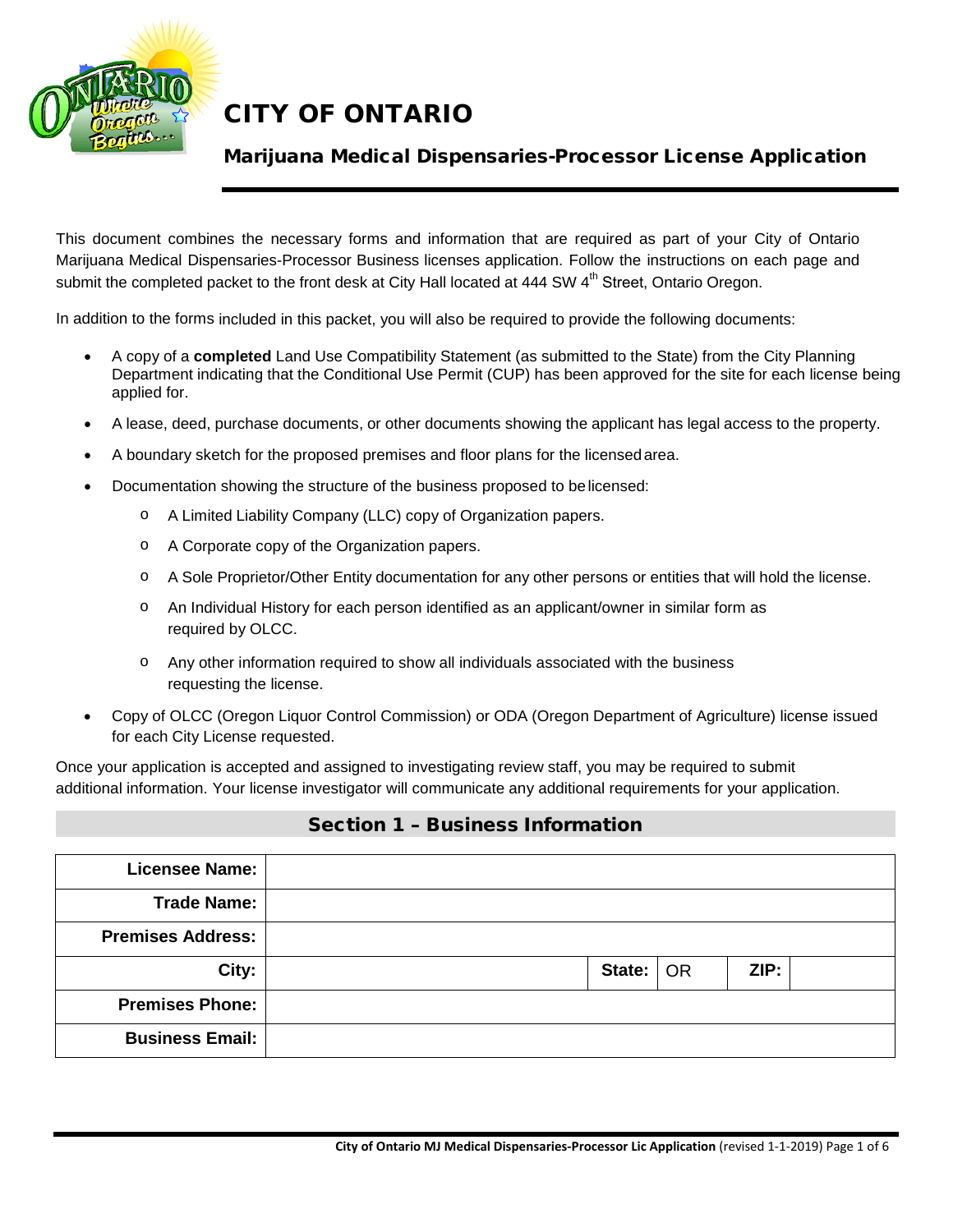# CITY OF ONTARIO

## Marijuana Medical Dispensaries-Processor License Application

This document combines the necessary forms and information that are required as part of your City of Ontario Marijuana Medical Dispensaries-Processor Business licenses application. Follow the instructions on each page and submit the completed packet to the front desk at City Hall located at 444 SW 4th Street, Ontario Oregon.

In addition to the forms included in this packet, you will also be required to provide the following documents:

- A copy of a **completed** Land Use Compatibility Statement (as submitted to the State) from the City Planning Department indicating that the Conditional Use Permit (CUP) has been approved for the site for each license being applied for.
- A lease, deed, purchase documents, or other documents showing the applicant has legal access to the property.
- A boundary sketch for the proposed premises and floor plans for the licensed area.
- Documentation showing the structure of the business proposed to be licensed:
    - A Limited Liability Company (LLC) copy of Organization papers.
    - A Corporate copy of the Organization papers.
    - A Sole Proprietor/Other Entity documentation for any other persons or entities that will hold the license.
    - An Individual History for each person identified as an applicant/owner in similar form as required by OLCC.
    - Any other information required to show all individuals associated with the business requesting the license.
- Copy of OLCC (Oregon Liquor Control Commission) or ODA (Oregon Department of Agriculture) license issued for each City License requested.

Once your application is accepted and assigned to investigating review staff, you may be required to submit additional information. Your license investigator will communicate any additional requirements for your application.

## Section 1 – Business Information

| | | | | | |
|---|---|---|---|---|---|
| **Licensee Name:** | | | | | |
| **Trade Name:** | | | | | |
| **Premises Address:** | | | | | |
| **City:** | | **State:** | OR | **ZIP:** | |
| **Premises Phone:** | | | | | |
| **Business Email:** | | | | | |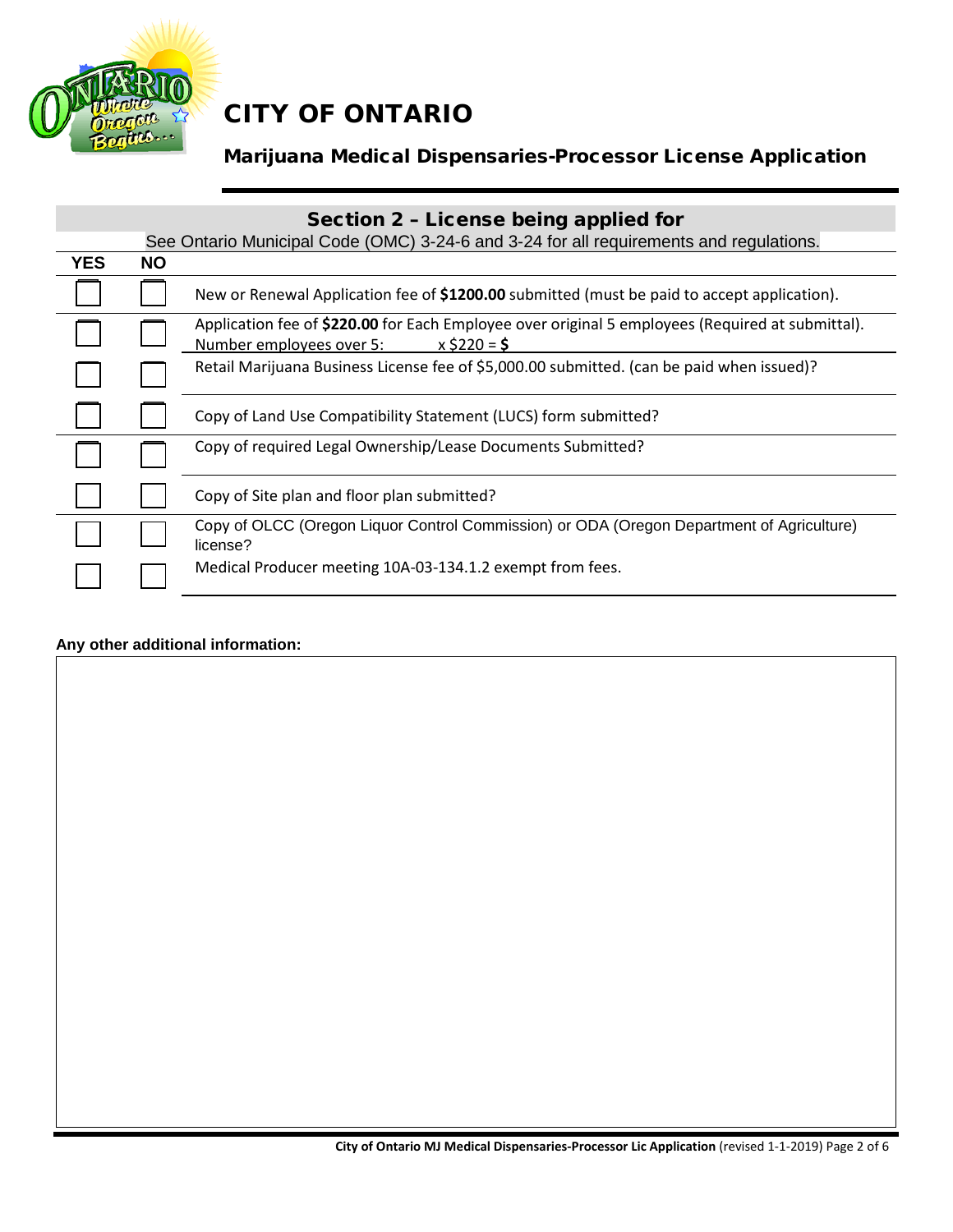# CITY OF ONTARIO

## Marijuana Medical Dispensaries-Processor License Application

### Section 2 – License being applied for

See Ontario Municipal Code (OMC) 3-24-6 and 3-24 for all requirements and regulations.

| YES | NO | |
|---|---|---|
| ☐ | ☐ | New or Renewal Application fee of **$1200.00** submitted (must be paid to accept application). |
| ☐ | ☐ | Application fee of **$220.00** for Each Employee over original 5 employees (Required at submittal). Number employees over 5: ______ x $220 = **$** ______ |
| ☐ | ☐ | Retail Marijuana Business License fee of $5,000.00 submitted. (can be paid when issued)? |
| ☐ | ☐ | Copy of Land Use Compatibility Statement (LUCS) form submitted? |
| ☐ | ☐ | Copy of required Legal Ownership/Lease Documents Submitted? |
| ☐ | ☐ | Copy of Site plan and floor plan submitted? |
| ☐ | ☐ | Copy of OLCC (Oregon Liquor Control Commission) or ODA (Oregon Department of Agriculture) license? |
| ☐ | ☐ | Medical Producer meeting 10A-03-134.1.2 exempt from fees. |

**Any other additional information:**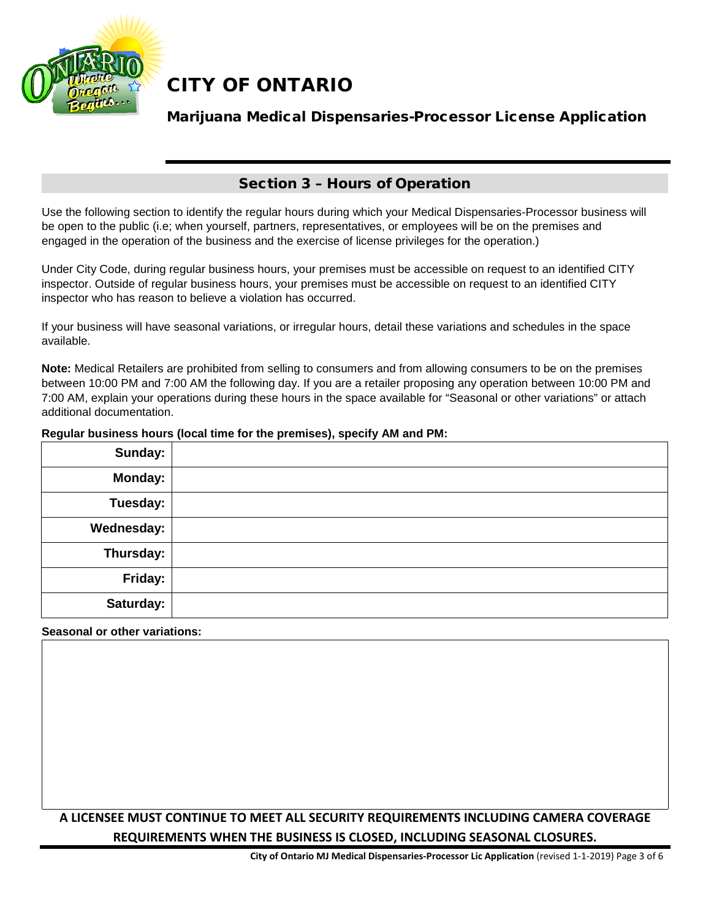# CITY OF ONTARIO

## Marijuana Medical Dispensaries-Processor License Application

### Section 3 – Hours of Operation

Use the following section to identify the regular hours during which your Medical Dispensaries-Processor business will be open to the public (i.e; when yourself, partners, representatives, or employees will be on the premises and engaged in the operation of the business and the exercise of license privileges for the operation.)

Under City Code, during regular business hours, your premises must be accessible on request to an identified CITY inspector. Outside of regular business hours, your premises must be accessible on request to an identified CITY inspector who has reason to believe a violation has occurred.

If your business will have seasonal variations, or irregular hours, detail these variations and schedules in the space available.

**Note:** Medical Retailers are prohibited from selling to consumers and from allowing consumers to be on the premises between 10:00 PM and 7:00 AM the following day. If you are a retailer proposing any operation between 10:00 PM and 7:00 AM, explain your operations during these hours in the space available for "Seasonal or other variations" or attach additional documentation.

**Regular business hours (local time for the premises), specify AM and PM:**

| | |
|---|---|
| **Sunday:** | |
| **Monday:** | |
| **Tuesday:** | |
| **Wednesday:** | |
| **Thursday:** | |
| **Friday:** | |
| **Saturday:** | |

**Seasonal or other variations:**

| |
|---|
| |

**A LICENSEE MUST CONTINUE TO MEET ALL SECURITY REQUIREMENTS INCLUDING CAMERA COVERAGE REQUIREMENTS WHEN THE BUSINESS IS CLOSED, INCLUDING SEASONAL CLOSURES.**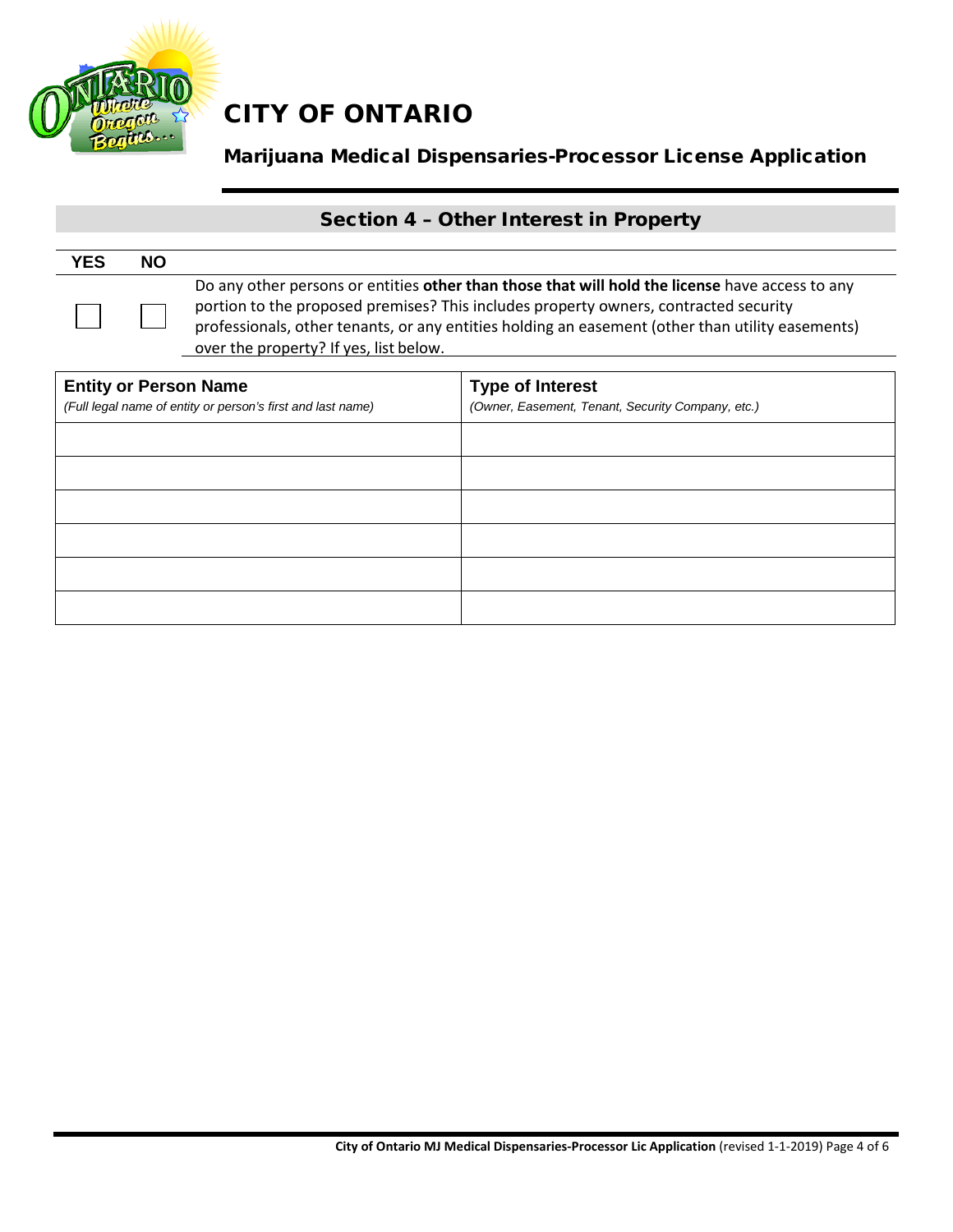# CITY OF ONTARIO

## Marijuana Medical Dispensaries-Processor License Application

### Section 4 – Other Interest in Property

| YES | NO | |
|---|---|---|
| ☐ | ☐ | Do any other persons or entities **other than those that will hold the license** have access to any portion to the proposed premises? This includes property owners, contracted security professionals, other tenants, or any entities holding an easement (other than utility easements) over the property? If yes, list below. |

| **Entity or Person Name** *(Full legal name of entity or person's first and last name)* | **Type of Interest** *(Owner, Easement, Tenant, Security Company, etc.)* |
|---|---|
| | |
| | |
| | |
| | |
| | |
| | |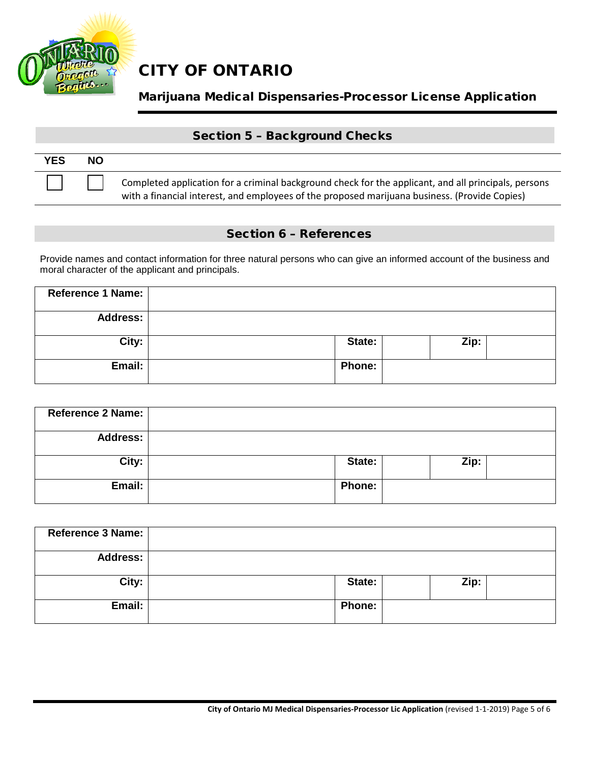# CITY OF ONTARIO

## Marijuana Medical Dispensaries-Processor License Application

### Section 5 – Background Checks

| YES | NO | |
|---|---|---|
| ☐ | ☐ | Completed application for a criminal background check for the applicant, and all principals, persons with a financial interest, and employees of the proposed marijuana business. (Provide Copies) |

### Section 6 – References

Provide names and contact information for three natural persons who can give an informed account of the business and moral character of the applicant and principals.

| | | | | | |
|---|---|---|---|---|---|
| **Reference 1 Name:** | | | | | |
| **Address:** | | | | | |
| **City:** | | **State:** | | **Zip:** | |
| **Email:** | | **Phone:** | | | |

| | | | | | |
|---|---|---|---|---|---|
| **Reference 2 Name:** | | | | | |
| **Address:** | | | | | |
| **City:** | | **State:** | | **Zip:** | |
| **Email:** | | **Phone:** | | | |

| | | | | | |
|---|---|---|---|---|---|
| **Reference 3 Name:** | | | | | |
| **Address:** | | | | | |
| **City:** | | **State:** | | **Zip:** | |
| **Email:** | | **Phone:** | | | |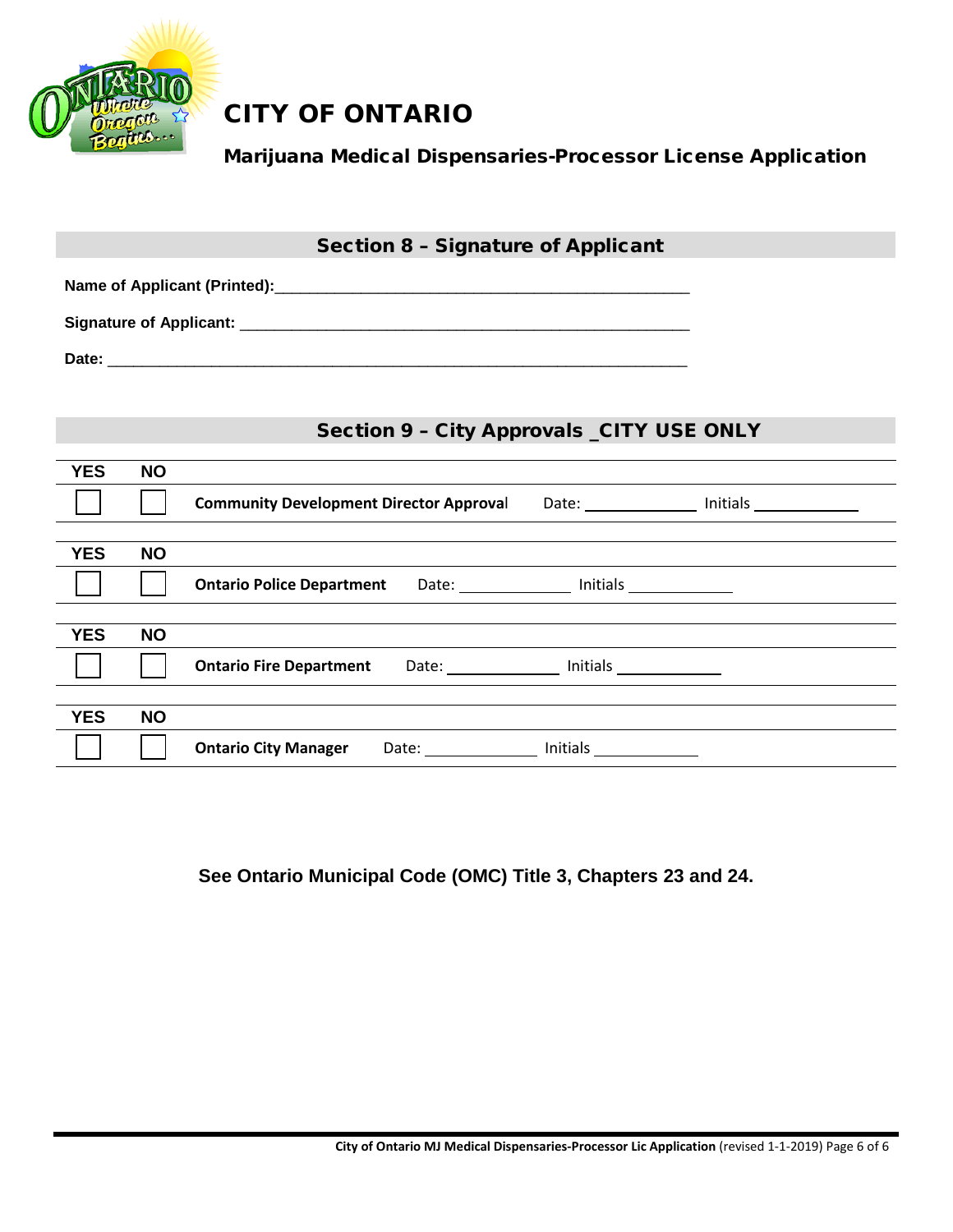# CITY OF ONTARIO

## Marijuana Medical Dispensaries-Processor License Application

## Section 8 – Signature of Applicant

**Name of Applicant (Printed):**_______________________________________________

**Signature of Applicant:** ___________________________________________________

**Date:** _________________________________________________________________

## Section 9 – City Approvals _CITY USE ONLY

| YES | NO | |
|---|---|---|
| ☐ | ☐ | **Community Development Director Approval** Date: ____________ Initials ____________ |

| YES | NO | |
|---|---|---|
| ☐ | ☐ | **Ontario Police Department** Date: ____________ Initials ____________ |

| YES | NO | |
|---|---|---|
| ☐ | ☐ | **Ontario Fire Department** Date: ____________ Initials ____________ |

| YES | NO | |
|---|---|---|
| ☐ | ☐ | **Ontario City Manager** Date: ____________ Initials ____________ |

**See Ontario Municipal Code (OMC) Title 3, Chapters 23 and 24.**